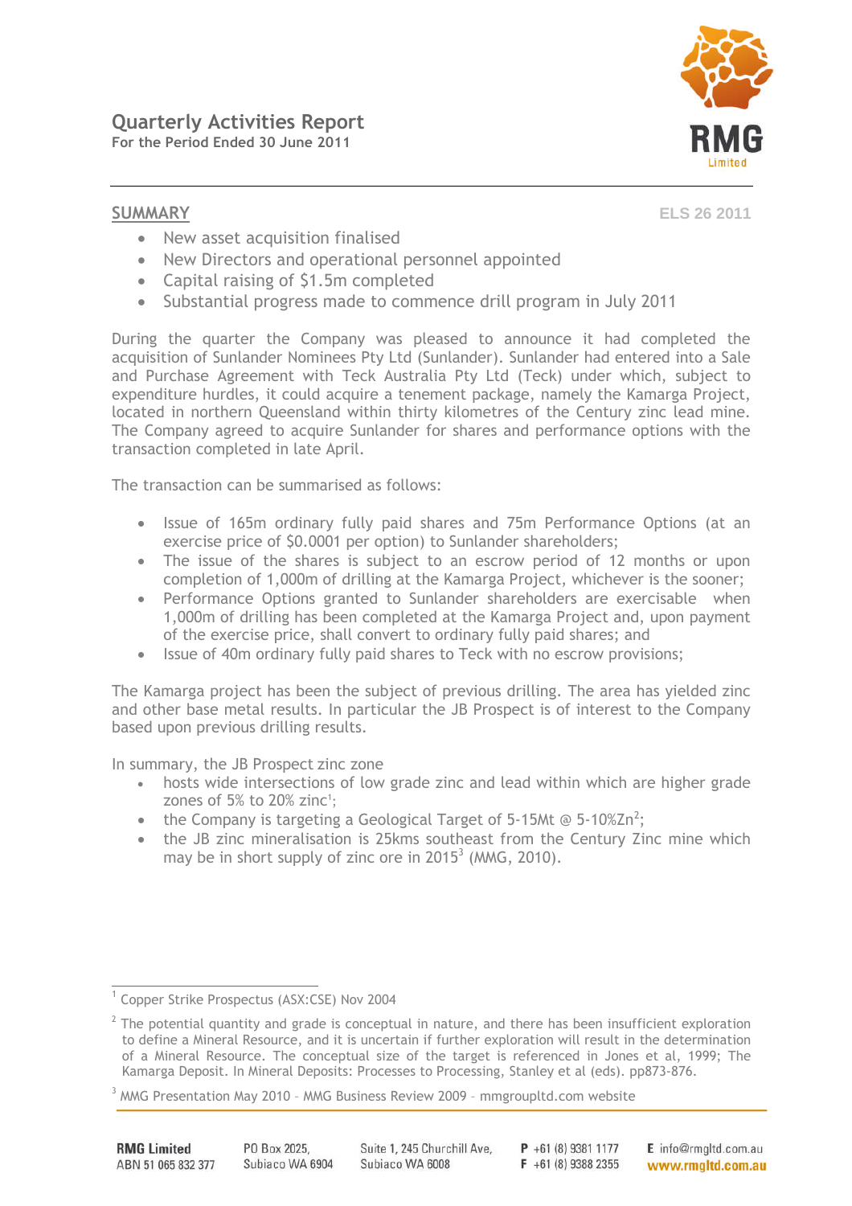# Quarterly Activities Report

**For the Period Ended 30 June 2011**

## SUMMARY

ELS 26 2011

- New asset acquisition finalised
- New Directors and operational personnel appointed
- Capital raising of $1.5m completed
- Substantial progress made to commence drill program in July 2011

During the quarter the Company was pleased to announce it had completed the acquisition of Sunlander Nominees Pty Ltd (Sunlander). Sunlander had entered into a Sale and Purchase Agreement with Teck Australia Pty Ltd (Teck) under which, subject to expenditure hurdles, it could acquire a tenement package, namely the Kamarga Project, located in northern Queensland within thirty kilometres of the Century zinc lead mine. The Company agreed to acquire Sunlander for shares and performance options with the transaction completed in late April.

The transaction can be summarised as follows:

- Issue of 165m ordinary fully paid shares and 75m Performance Options (at an exercise price of $0.0001 per option) to Sunlander shareholders;
- The issue of the shares is subject to an escrow period of 12 months or upon completion of 1,000m of drilling at the Kamarga Project, whichever is the sooner;
- Performance Options granted to Sunlander shareholders are exercisable when 1,000m of drilling has been completed at the Kamarga Project and, upon payment of the exercise price, shall convert to ordinary fully paid shares; and
- Issue of 40m ordinary fully paid shares to Teck with no escrow provisions;

The Kamarga project has been the subject of previous drilling. The area has yielded zinc and other base metal results. In particular the JB Prospect is of interest to the Company based upon previous drilling results.

In summary, the JB Prospect zinc zone

- hosts wide intersections of low grade zinc and lead within which are higher grade zones of 5% to 20% zinc[1];
- the Company is targeting a Geological Target of 5-15Mt @ 5-10%Zn[2];
- the JB zinc mineralisation is 25kms southeast from the Century Zinc mine which may be in short supply of zinc ore in 2015[3] (MMG, 2010).

---

[1] Copper Strike Prospectus (ASX:CSE) Nov 2004

[2] The potential quantity and grade is conceptual in nature, and there has been insufficient exploration to define a Mineral Resource, and it is uncertain if further exploration will result in the determination of a Mineral Resource. The conceptual size of the target is referenced in Jones et al, 1999; The Kamarga Deposit. In Mineral Deposits: Processes to Processing, Stanley et al (eds). pp873-876.

[3] MMG Presentation May 2010 – MMG Business Review 2009 – mmgroupltd.com website

**RMG Limited** ABN 51 065 832 377 | PO Box 2025, Subiaco WA 6904 | Suite 1, 245 Churchill Ave, Subiaco WA 6008 | **P** +61 (8) 9381 1177 **F** +61 (8) 9388 2355 | **E** info@rmgltd.com.au **www.rmgltd.com.au**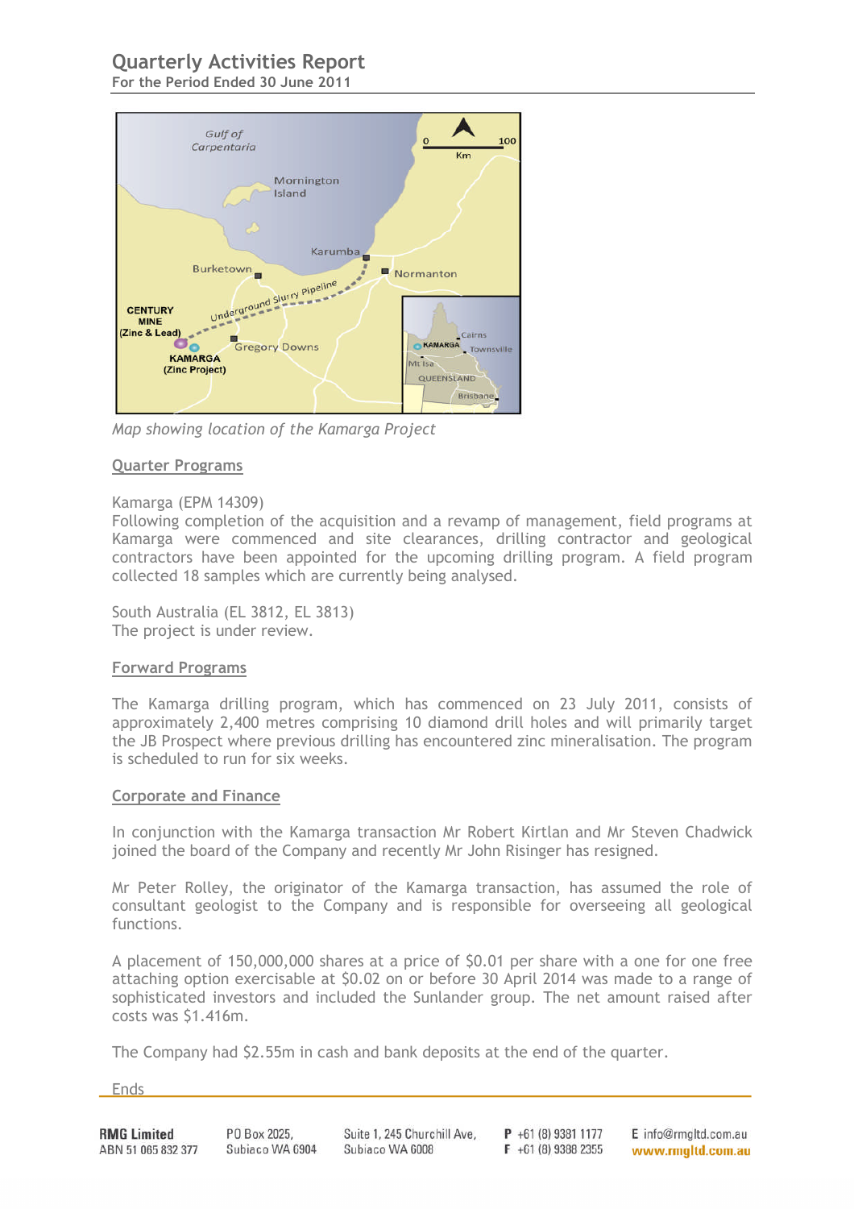*Map showing location of the Kamarga Project*

## Quarter Programs

Kamarga (EPM 14309)
Following completion of the acquisition and a revamp of management, field programs at Kamarga were commenced and site clearances, drilling contractor and geological contractors have been appointed for the upcoming drilling program. A field program collected 18 samples which are currently being analysed.

South Australia (EL 3812, EL 3813)
The project is under review.

## Forward Programs

The Kamarga drilling program, which has commenced on 23 July 2011, consists of approximately 2,400 metres comprising 10 diamond drill holes and will primarily target the JB Prospect where previous drilling has encountered zinc mineralisation. The program is scheduled to run for six weeks.

## Corporate and Finance

In conjunction with the Kamarga transaction Mr Robert Kirtlan and Mr Steven Chadwick joined the board of the Company and recently Mr John Risinger has resigned.

Mr Peter Rolley, the originator of the Kamarga transaction, has assumed the role of consultant geologist to the Company and is responsible for overseeing all geological functions.

A placement of 150,000,000 shares at a price of $0.01 per share with a one for one free attaching option exercisable at $0.02 on or before 30 April 2014 was made to a range of sophisticated investors and included the Sunlander group. The net amount raised after costs was $1.416m.

The Company had $2.55m in cash and bank deposits at the end of the quarter.

Ends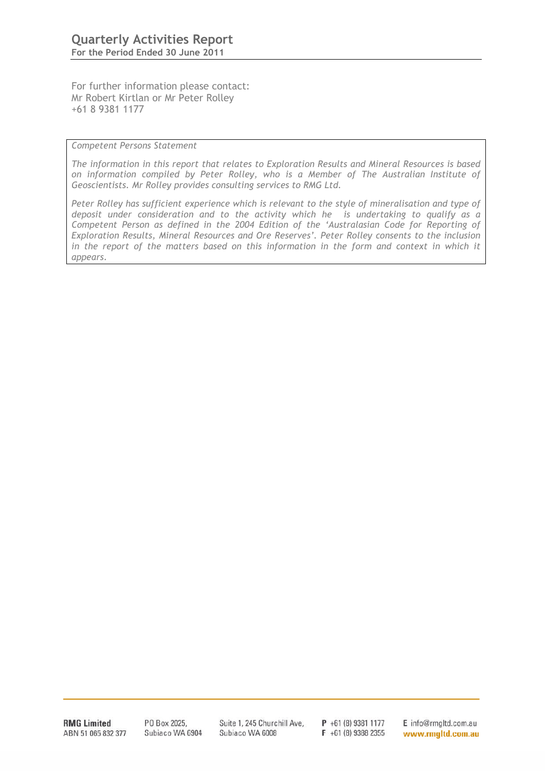For further information please contact:
Mr Robert Kirtlan or Mr Peter Rolley
+61 8 9381 1177

*Competent Persons Statement*

*The information in this report that relates to Exploration Results and Mineral Resources is based on information compiled by Peter Rolley, who is a Member of The Australian Institute of Geoscientists. Mr Rolley provides consulting services to RMG Ltd.*

*Peter Rolley has sufficient experience which is relevant to the style of mineralisation and type of deposit under consideration and to the activity which he is undertaking to qualify as a Competent Person as defined in the 2004 Edition of the 'Australasian Code for Reporting of Exploration Results, Mineral Resources and Ore Reserves'. Peter Rolley consents to the inclusion in the report of the matters based on this information in the form and context in which it appears.*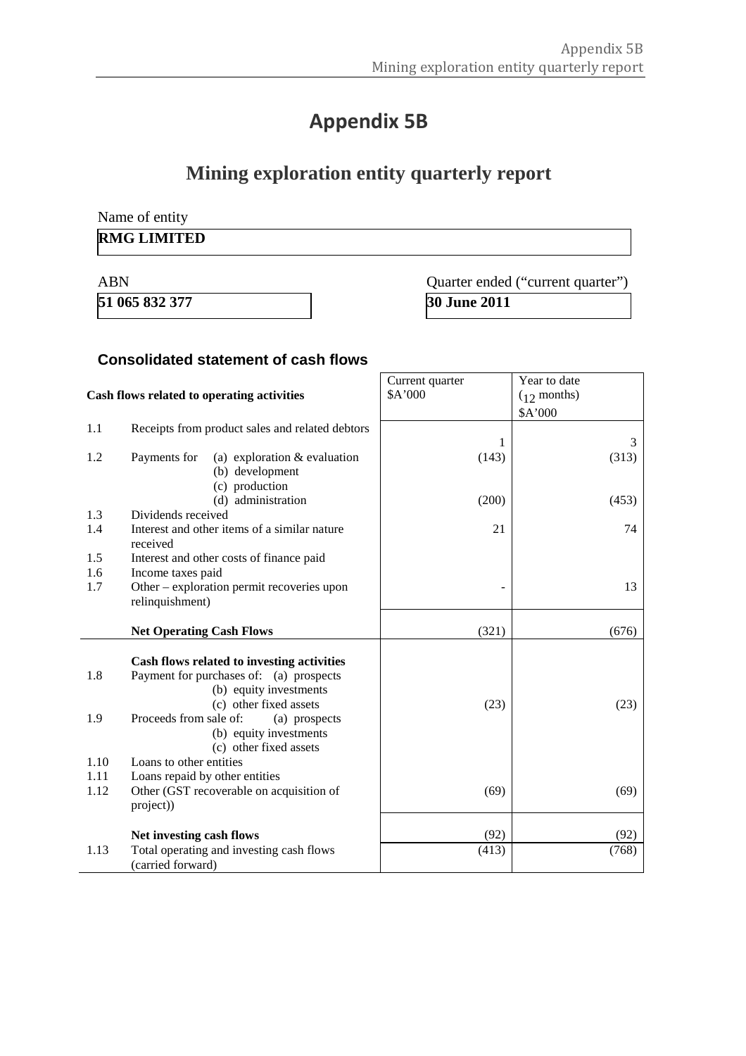# Appendix 5B

## Mining exploration entity quarterly report

Name of entity

**RMG LIMITED**

| ABN | Quarter ended ("current quarter") |
|---|---|
| **51 065 832 377** | **30 June 2011** |

### Consolidated statement of cash flows

| | **Cash flows related to operating activities** | Current quarter $A'000 | Year to date (12 months) $A'000 |
|---|---|---|---|
| 1.1 | Receipts from product sales and related debtors | 1 | 3 |
| 1.2 | Payments for (a) exploration & evaluation | (143) | (313) |
| | (b) development | | |
| | (c) production | | |
| | (d) administration | (200) | (453) |
| 1.3 | Dividends received | | |
| 1.4 | Interest and other items of a similar nature received | 21 | 74 |
| 1.5 | Interest and other costs of finance paid | | |
| 1.6 | Income taxes paid | | |
| 1.7 | Other – exploration permit recoveries upon relinquishment) | - | 13 |
| | **Net Operating Cash Flows** | (321) | (676) |
| | **Cash flows related to investing activities** | | |
| 1.8 | Payment for purchases of: (a) prospects | | |
| | (b) equity investments | | |
| | (c) other fixed assets | (23) | (23) |
| 1.9 | Proceeds from sale of: (a) prospects | | |
| | (b) equity investments | | |
| | (c) other fixed assets | | |
| 1.10 | Loans to other entities | | |
| 1.11 | Loans repaid by other entities | | |
| 1.12 | Other (GST recoverable on acquisition of project)) | (69) | (69) |
| | **Net investing cash flows** | (92) | (92) |
| 1.13 | Total operating and investing cash flows (carried forward) | (413) | (768) |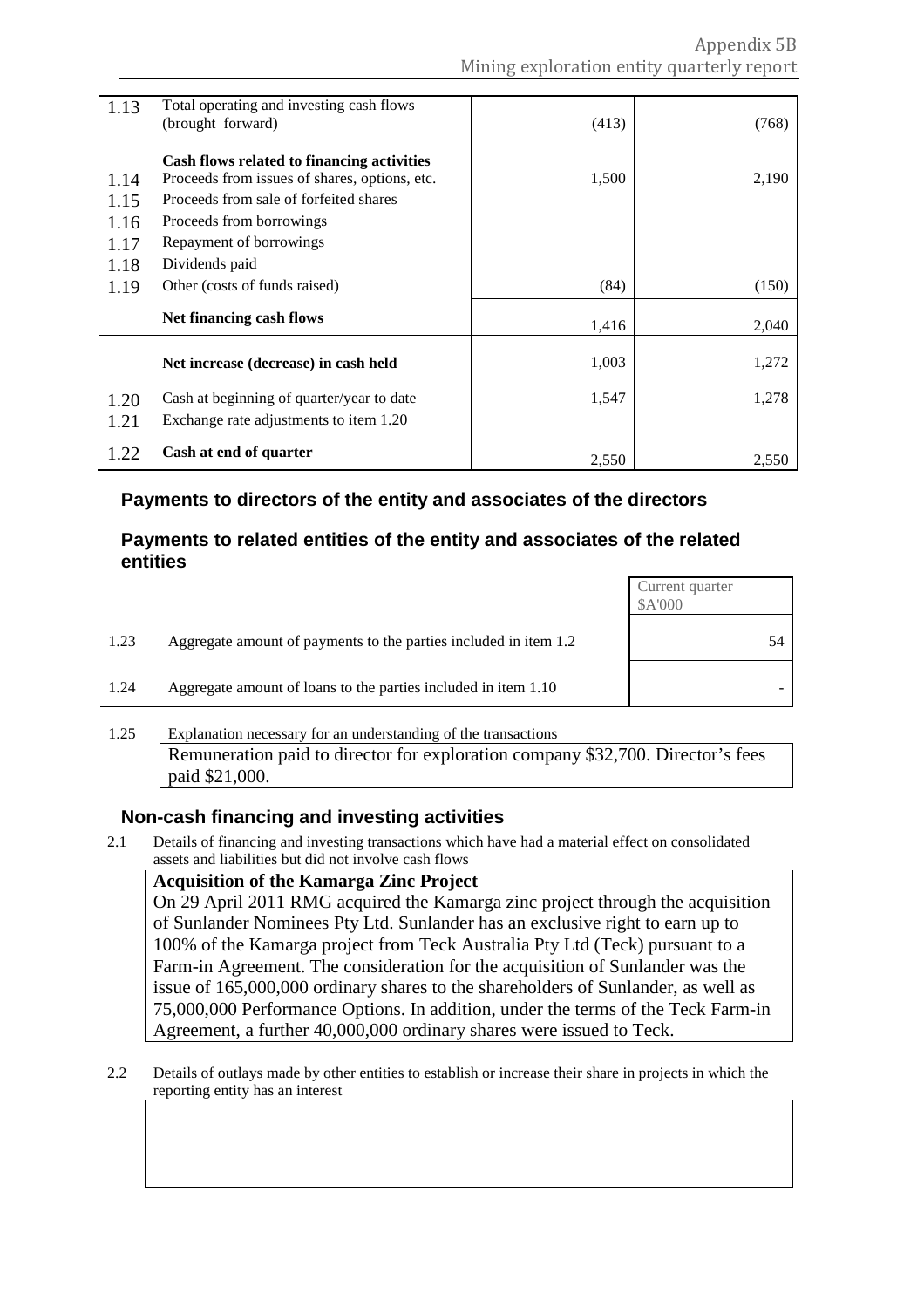| | | | |
|---|---|---|---|
| 1.13 | Total operating and investing cash flows (brought forward) | (413) | (768) |
| | **Cash flows related to financing activities** | | |
| 1.14 | Proceeds from issues of shares, options, etc. | 1,500 | 2,190 |
| 1.15 | Proceeds from sale of forfeited shares | | |
| 1.16 | Proceeds from borrowings | | |
| 1.17 | Repayment of borrowings | | |
| 1.18 | Dividends paid | | |
| 1.19 | Other (costs of funds raised) | (84) | (150) |
| | **Net financing cash flows** | 1,416 | 2,040 |
| | **Net increase (decrease) in cash held** | 1,003 | 1,272 |
| 1.20 | Cash at beginning of quarter/year to date | 1,547 | 1,278 |
| 1.21 | Exchange rate adjustments to item 1.20 | | |
| 1.22 | **Cash at end of quarter** | 2,550 | 2,550 |

## Payments to directors of the entity and associates of the directors

## Payments to related entities of the entity and associates of the related entities

| | | Current quarter $A'000 |
|---|---|---|
| 1.23 | Aggregate amount of payments to the parties included in item 1.2 | 54 |
| 1.24 | Aggregate amount of loans to the parties included in item 1.10 | - |

1.25 Explanation necessary for an understanding of the transactions

Remuneration paid to director for exploration company $32,700. Director's fees paid $21,000.

## Non-cash financing and investing activities

2.1 Details of financing and investing transactions which have had a material effect on consolidated assets and liabilities but did not involve cash flows

**Acquisition of the Kamarga Zinc Project**

On 29 April 2011 RMG acquired the Kamarga zinc project through the acquisition of Sunlander Nominees Pty Ltd. Sunlander has an exclusive right to earn up to 100% of the Kamarga project from Teck Australia Pty Ltd (Teck) pursuant to a Farm-in Agreement. The consideration for the acquisition of Sunlander was the issue of 165,000,000 ordinary shares to the shareholders of Sunlander, as well as 75,000,000 Performance Options. In addition, under the terms of the Teck Farm-in Agreement, a further 40,000,000 ordinary shares were issued to Teck.

2.2 Details of outlays made by other entities to establish or increase their share in projects in which the reporting entity has an interest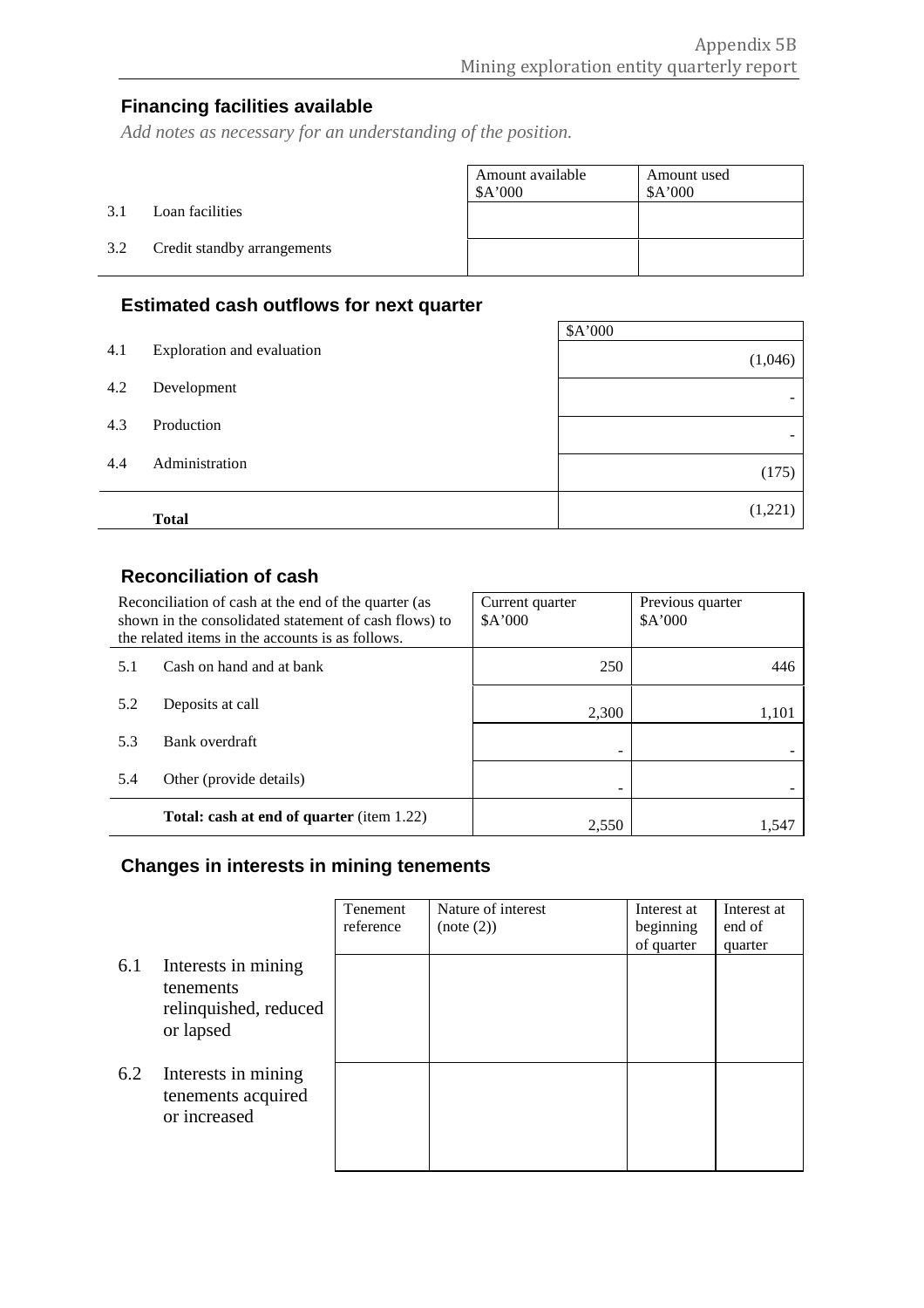## Financing facilities available

*Add notes as necessary for an understanding of the position.*

| | | Amount available $A'000 | Amount used $A'000 |
|---|---|---|---|
| 3.1 | Loan facilities | | |
| 3.2 | Credit standby arrangements | | |

## Estimated cash outflows for next quarter

| | | $A'000 |
|---|---|---|
| 4.1 | Exploration and evaluation | (1,046) |
| 4.2 | Development | - |
| 4.3 | Production | - |
| 4.4 | Administration | (175) |
| | **Total** | (1,221) |

## Reconciliation of cash

| Reconciliation of cash at the end of the quarter (as shown in the consolidated statement of cash flows) to the related items in the accounts is as follows. | | Current quarter $A'000 | Previous quarter $A'000 |
|---|---|---|---|
| 5.1 | Cash on hand and at bank | 250 | 446 |
| 5.2 | Deposits at call | 2,300 | 1,101 |
| 5.3 | Bank overdraft | - | - |
| 5.4 | Other (provide details) | - | - |
| | **Total: cash at end of quarter** (item 1.22) | 2,550 | 1,547 |

## Changes in interests in mining tenements

| | | Tenement reference | Nature of interest (note (2)) | Interest at beginning of quarter | Interest at end of quarter |
|---|---|---|---|---|---|
| 6.1 | Interests in mining tenements relinquished, reduced or lapsed | | | | |
| 6.2 | Interests in mining tenements acquired or increased | | | | |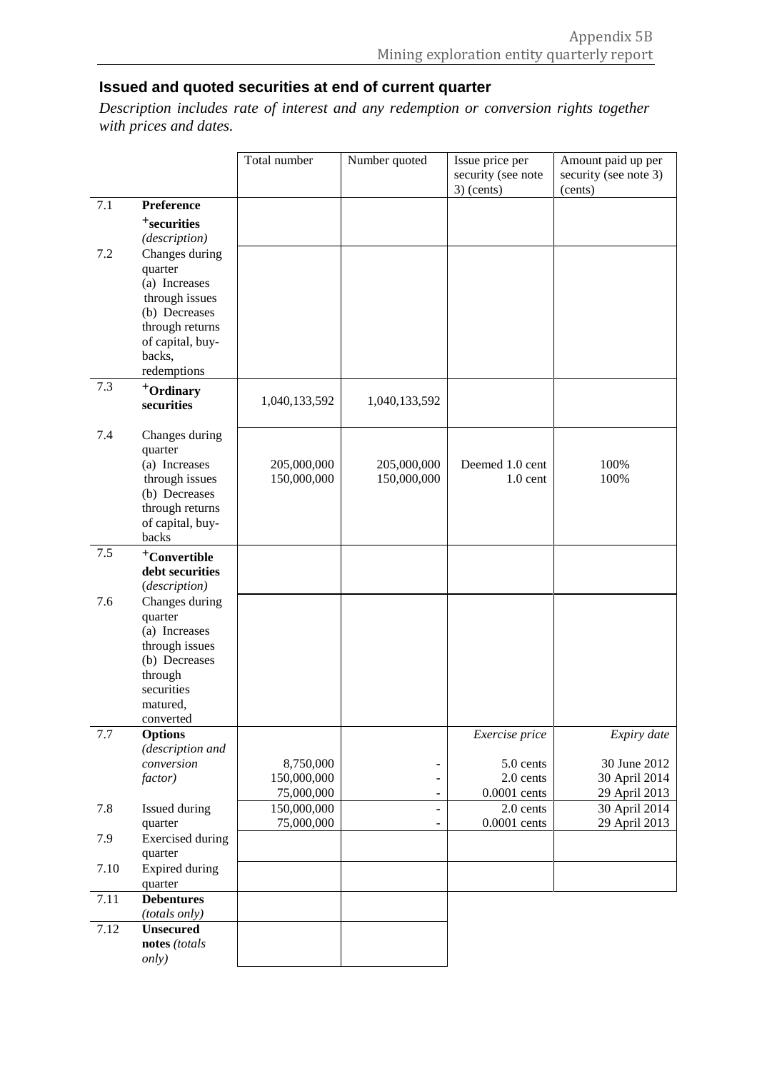## Issued and quoted securities at end of current quarter

*Description includes rate of interest and any redemption or conversion rights together with prices and dates.*

| | | Total number | Number quoted | Issue price per security (see note 3) (cents) | Amount paid up per security (see note 3) (cents) |
|---|---|---|---|---|---|
| 7.1 | **Preference +securities** *(description)* | | | | |
| 7.2 | Changes during quarter (a) Increases through issues (b) Decreases through returns of capital, buy-backs, redemptions | | | | |
| 7.3 | **+Ordinary securities** | 1,040,133,592 | 1,040,133,592 | | |
| 7.4 | Changes during quarter (a) Increases through issues (b) Decreases through returns of capital, buy-backs | 205,000,000<br>150,000,000 | 205,000,000<br>150,000,000 | Deemed 1.0 cent<br>1.0 cent | 100%<br>100% |
| 7.5 | **+Convertible debt securities** *(description)* | | | | |
| 7.6 | Changes during quarter (a) Increases through issues (b) Decreases through securities matured, converted | | | | |
| 7.7 | **Options** *(description and conversion factor)* | 8,750,000<br>150,000,000<br>75,000,000 | -<br>-<br>- | *Exercise price*<br>5.0 cents<br>2.0 cents<br>0.0001 cents | *Expiry date*<br>30 June 2012<br>30 April 2014<br>29 April 2013 |
| 7.8 | Issued during quarter | 150,000,000<br>75,000,000 | -<br>- | 2.0 cents<br>0.0001 cents | 30 April 2014<br>29 April 2013 |
| 7.9 | Exercised during quarter | | | | |
| 7.10 | Expired during quarter | | | | |
| 7.11 | **Debentures** *(totals only)* | | | | |
| 7.12 | **Unsecured notes** *(totals only)* | | | | |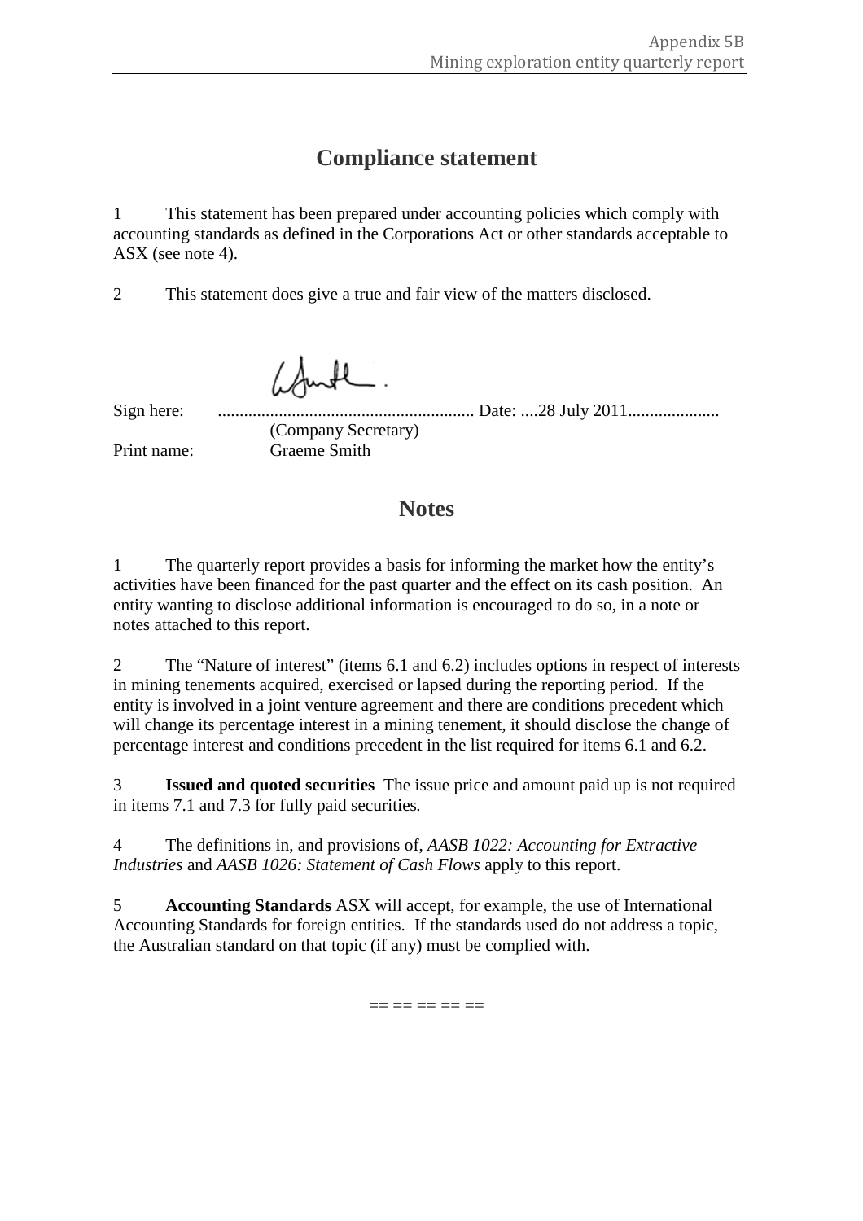## Compliance statement

1 This statement has been prepared under accounting policies which comply with accounting standards as defined in the Corporations Act or other standards acceptable to ASX (see note 4).

2 This statement does give a true and fair view of the matters disclosed.

Sign here: ............................................................ Date: ....28 July 2011.....................
(Company Secretary)

Print name: Graeme Smith

## Notes

1 The quarterly report provides a basis for informing the market how the entity's activities have been financed for the past quarter and the effect on its cash position. An entity wanting to disclose additional information is encouraged to do so, in a note or notes attached to this report.

2 The "Nature of interest" (items 6.1 and 6.2) includes options in respect of interests in mining tenements acquired, exercised or lapsed during the reporting period. If the entity is involved in a joint venture agreement and there are conditions precedent which will change its percentage interest in a mining tenement, it should disclose the change of percentage interest and conditions precedent in the list required for items 6.1 and 6.2.

3 **Issued and quoted securities** The issue price and amount paid up is not required in items 7.1 and 7.3 for fully paid securities.

4 The definitions in, and provisions of, *AASB 1022: Accounting for Extractive Industries* and *AASB 1026: Statement of Cash Flows* apply to this report.

5 **Accounting Standards** ASX will accept, for example, the use of International Accounting Standards for foreign entities. If the standards used do not address a topic, the Australian standard on that topic (if any) must be complied with.

== == == == ==